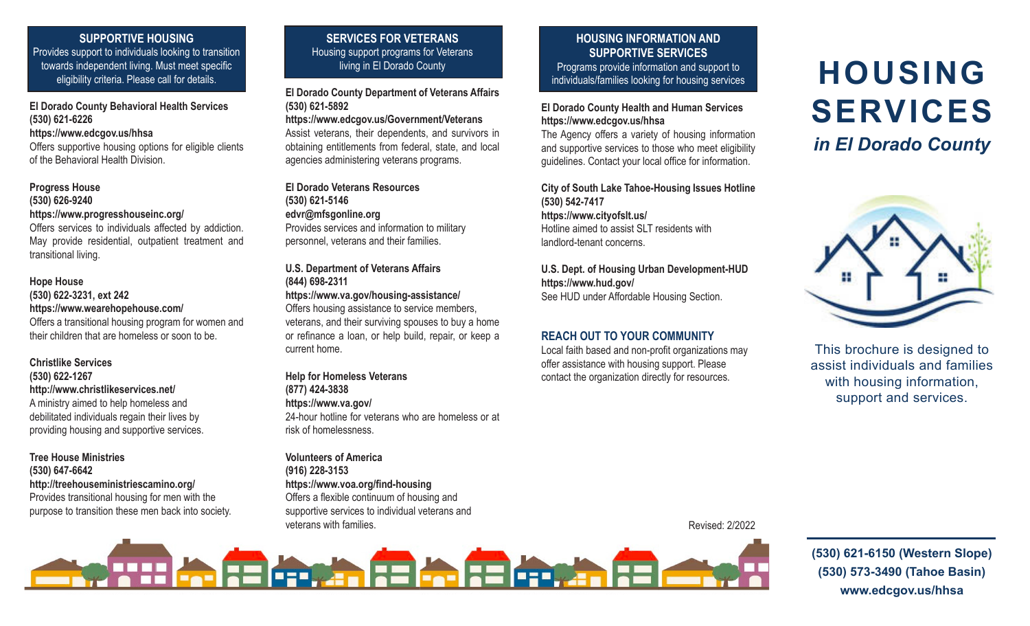## SUPPORTIVE HOUSING

Provides support to individuals looking to transition towards independent living. Must meet specific eligibility criteria. Please call for details.

**El Dorado County Behavioral Health Services**
**(530) 621-6226**
**https://www.edcgov.us/hhsa**
Offers supportive housing options for eligible clients of the Behavioral Health Division.

**Progress House**
**(530) 626-9240**
**https://www.progresshouseinc.org/**
Offers services to individuals affected by addiction. May provide residential, outpatient treatment and transitional living.

**Hope House**
**(530) 622-3231, ext 242**
**https://www.wearehopehouse.com/**
Offers a transitional housing program for women and their children that are homeless or soon to be.

**Christlike Services**
**(530) 622-1267**
**http://www.christlikeservices.net/**
A ministry aimed to help homeless and debilitated individuals regain their lives by providing housing and supportive services.

**Tree House Ministries**
**(530) 647-6642**
**http://treehouseministriescamino.org/**
Provides transitional housing for men with the purpose to transition these men back into society.

## SERVICES FOR VETERANS

Housing support programs for Veterans living in El Dorado County

**El Dorado County Department of Veterans Affairs**
**(530) 621-5892**
**https://www.edcgov.us/Government/Veterans**
Assist veterans, their dependents, and survivors in obtaining entitlements from federal, state, and local agencies administering veterans programs.

**El Dorado Veterans Resources**
**(530) 621-5146**
**edvr@mfsgonline.org**
Provides services and information to military personnel, veterans and their families.

**U.S. Department of Veterans Affairs**
**(844) 698-2311**
**https://www.va.gov/housing-assistance/**
Offers housing assistance to service members, veterans, and their surviving spouses to buy a home or refinance a loan, or help build, repair, or keep a current home.

**Help for Homeless Veterans**
**(877) 424-3838**
**https://www.va.gov/**
24-hour hotline for veterans who are homeless or at risk of homelessness.

**Volunteers of America**
**(916) 228-3153**
**https://www.voa.org/find-housing**
Offers a flexible continuum of housing and supportive services to individual veterans and veterans with families.

## HOUSING INFORMATION AND SUPPORTIVE SERVICES

Programs provide information and support to individuals/families looking for housing services

**El Dorado County Health and Human Services**
**https://www.edcgov.us/hhsa**
The Agency offers a variety of housing information and supportive services to those who meet eligibility guidelines. Contact your local office for information.

**City of South Lake Tahoe-Housing Issues Hotline**
**(530) 542-7417**
**https://www.cityofslt.us/**
Hotline aimed to assist SLT residents with landlord-tenant concerns.

**U.S. Dept. of Housing Urban Development-HUD**
**https://www.hud.gov/**
See HUD under Affordable Housing Section.

### REACH OUT TO YOUR COMMUNITY

Local faith based and non-profit organizations may offer assistance with housing support. Please contact the organization directly for resources.

Revised: 2/2022

# HOUSING SERVICES

## *in El Dorado County*

This brochure is designed to assist individuals and families with housing information, support and services.

**(530) 621-6150 (Western Slope)**
**(530) 573-3490 (Tahoe Basin)**
**www.edcgov.us/hhsa**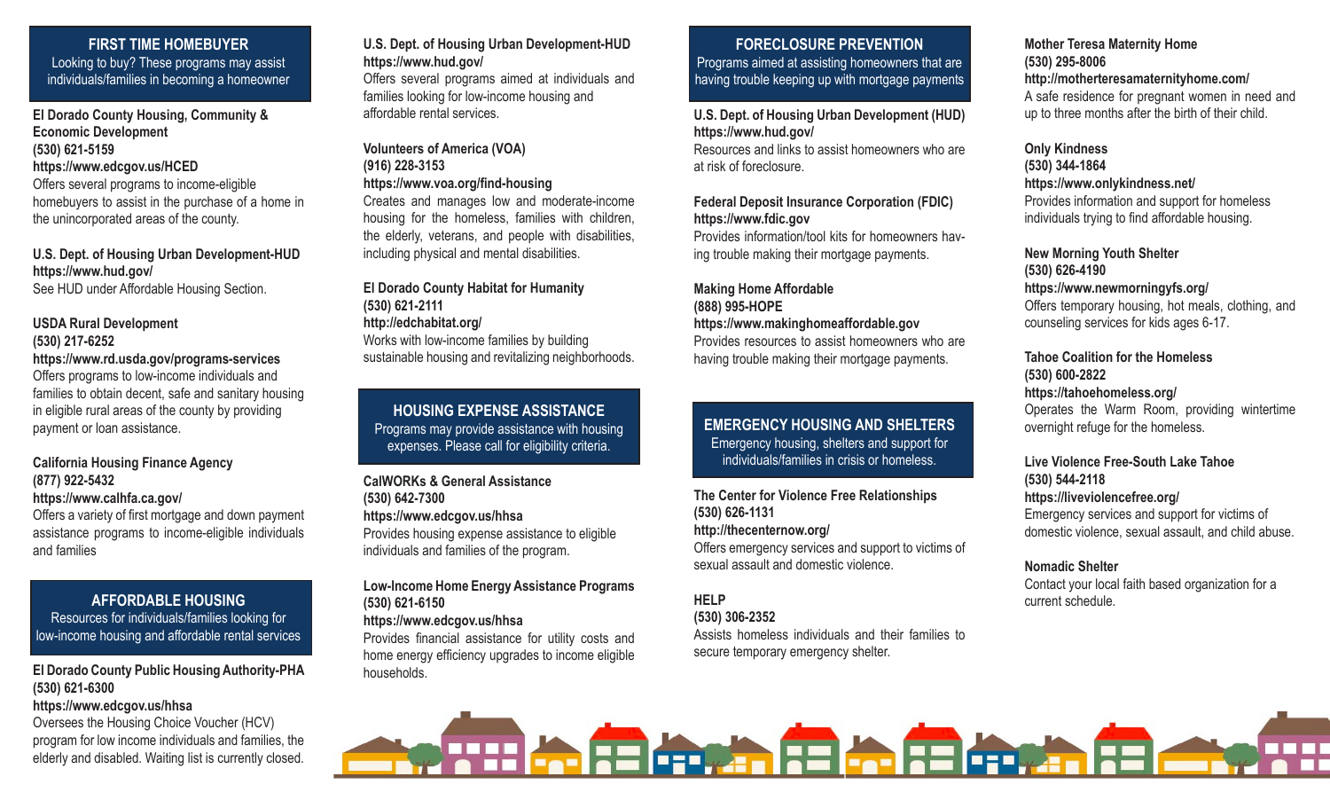## FIRST TIME HOMEBUYER

Looking to buy? These programs may assist individuals/families in becoming a homeowner

**El Dorado County Housing, Community & Economic Development**
**(530) 621-5159**
**https://www.edcgov.us/HCED**
Offers several programs to income-eligible homebuyers to assist in the purchase of a home in the unincorporated areas of the county.

**U.S. Dept. of Housing Urban Development-HUD**
**https://www.hud.gov/**
See HUD under Affordable Housing Section.

**USDA Rural Development**
**(530) 217-6252**
**https://www.rd.usda.gov/programs-services**
Offers programs to low-income individuals and families to obtain decent, safe and sanitary housing in eligible rural areas of the county by providing payment or loan assistance.

**California Housing Finance Agency**
**(877) 922-5432**
**https://www.calhfa.ca.gov/**
Offers a variety of first mortgage and down payment assistance programs to income-eligible individuals and families

## AFFORDABLE HOUSING

Resources for individuals/families looking for low-income housing and affordable rental services

**El Dorado County Public Housing Authority-PHA**
**(530) 621-6300**
**https://www.edcgov.us/hhsa**
Oversees the Housing Choice Voucher (HCV) program for low income individuals and families, the elderly and disabled. Waiting list is currently closed.

**U.S. Dept. of Housing Urban Development-HUD**
**https://www.hud.gov/**
Offers several programs aimed at individuals and families looking for low-income housing and affordable rental services.

**Volunteers of America (VOA)**
**(916) 228-3153**
**https://www.voa.org/find-housing**
Creates and manages low and moderate-income housing for the homeless, families with children, the elderly, veterans, and people with disabilities, including physical and mental disabilities.

**El Dorado County Habitat for Humanity**
**(530) 621-2111**
**http://edchabitat.org/**
Works with low-income families by building sustainable housing and revitalizing neighborhoods.

## HOUSING EXPENSE ASSISTANCE

Programs may provide assistance with housing expenses. Please call for eligibility criteria.

**CalWORKs & General Assistance**
**(530) 642-7300**
**https://www.edcgov.us/hhsa**
Provides housing expense assistance to eligible individuals and families of the program.

**Low-Income Home Energy Assistance Programs**
**(530) 621-6150**
**https://www.edcgov.us/hhsa**
Provides financial assistance for utility costs and home energy efficiency upgrades to income eligible households.

## FORECLOSURE PREVENTION

Programs aimed at assisting homeowners that are having trouble keeping up with mortgage payments

**U.S. Dept. of Housing Urban Development (HUD)**
**https://www.hud.gov/**
Resources and links to assist homeowners who are at risk of foreclosure.

**Federal Deposit Insurance Corporation (FDIC)**
**https://www.fdic.gov**
Provides information/tool kits for homeowners having trouble making their mortgage payments.

**Making Home Affordable**
**(888) 995-HOPE**
**https://www.makinghomeaffordable.gov**
Provides resources to assist homeowners who are having trouble making their mortgage payments.

## EMERGENCY HOUSING AND SHELTERS

Emergency housing, shelters and support for individuals/families in crisis or homeless.

**The Center for Violence Free Relationships**
**(530) 626-1131**
**http://thecenternow.org/**
Offers emergency services and support to victims of sexual assault and domestic violence.

**HELP**
**(530) 306-2352**
Assists homeless individuals and their families to secure temporary emergency shelter.

**Mother Teresa Maternity Home**
**(530) 295-8006**
**http://motherteresamaternityhome.com/**
A safe residence for pregnant women in need and up to three months after the birth of their child.

**Only Kindness**
**(530) 344-1864**
**https://www.onlykindness.net/**
Provides information and support for homeless individuals trying to find affordable housing.

**New Morning Youth Shelter**
**(530) 626-4190**
**https://www.newmorningyfs.org/**
Offers temporary housing, hot meals, clothing, and counseling services for kids ages 6-17.

**Tahoe Coalition for the Homeless**
**(530) 600-2822**
**https://tahoehomeless.org/**
Operates the Warm Room, providing wintertime overnight refuge for the homeless.

**Live Violence Free-South Lake Tahoe**
**(530) 544-2118**
**https://liveviolencefree.org/**
Emergency services and support for victims of domestic violence, sexual assault, and child abuse.

**Nomadic Shelter**
Contact your local faith based organization for a current schedule.